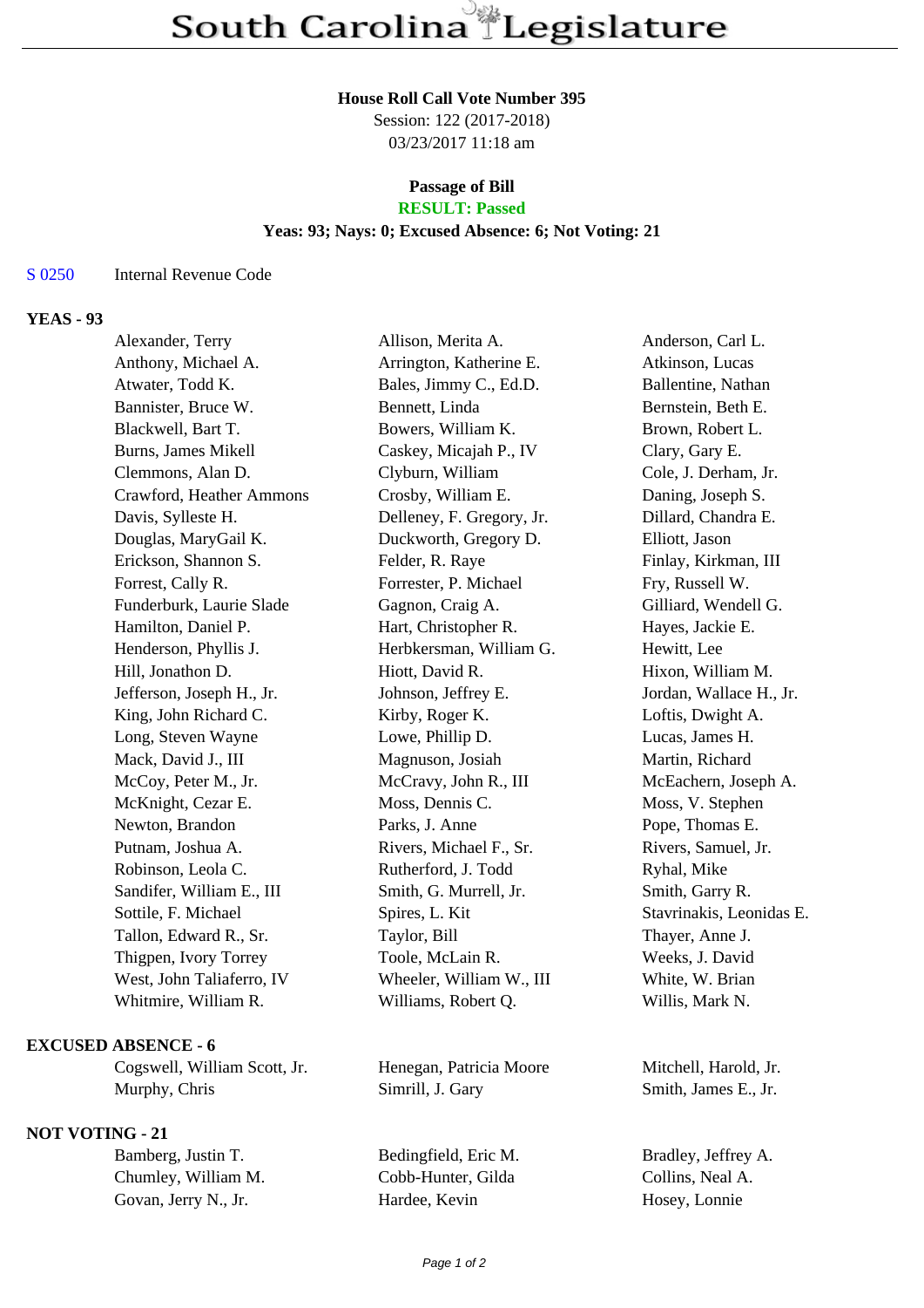# South Carolina Legislature

**House Roll Call Vote Number 395**
Session: 122 (2017-2018)
03/23/2017 11:18 am

**Passage of Bill**
**RESULT: Passed**
**Yeas: 93; Nays: 0; Excused Absence: 6; Not Voting: 21**

S 0250 Internal Revenue Code

## YEAS - 93

| | | |
|---|---|---|
| Alexander, Terry | Allison, Merita A. | Anderson, Carl L. |
| Anthony, Michael A. | Arrington, Katherine E. | Atkinson, Lucas |
| Atwater, Todd K. | Bales, Jimmy C., Ed.D. | Ballentine, Nathan |
| Bannister, Bruce W. | Bennett, Linda | Bernstein, Beth E. |
| Blackwell, Bart T. | Bowers, William K. | Brown, Robert L. |
| Burns, James Mikell | Caskey, Micajah P., IV | Clary, Gary E. |
| Clemmons, Alan D. | Clyburn, William | Cole, J. Derham, Jr. |
| Crawford, Heather Ammons | Crosby, William E. | Daning, Joseph S. |
| Davis, Sylleste H. | Delleney, F. Gregory, Jr. | Dillard, Chandra E. |
| Douglas, MaryGail K. | Duckworth, Gregory D. | Elliott, Jason |
| Erickson, Shannon S. | Felder, R. Raye | Finlay, Kirkman, III |
| Forrest, Cally R. | Forrester, P. Michael | Fry, Russell W. |
| Funderburk, Laurie Slade | Gagnon, Craig A. | Gilliard, Wendell G. |
| Hamilton, Daniel P. | Hart, Christopher R. | Hayes, Jackie E. |
| Henderson, Phyllis J. | Herbkersman, William G. | Hewitt, Lee |
| Hill, Jonathon D. | Hiott, David R. | Hixon, William M. |
| Jefferson, Joseph H., Jr. | Johnson, Jeffrey E. | Jordan, Wallace H., Jr. |
| King, John Richard C. | Kirby, Roger K. | Loftis, Dwight A. |
| Long, Steven Wayne | Lowe, Phillip D. | Lucas, James H. |
| Mack, David J., III | Magnuson, Josiah | Martin, Richard |
| McCoy, Peter M., Jr. | McCravy, John R., III | McEachern, Joseph A. |
| McKnight, Cezar E. | Moss, Dennis C. | Moss, V. Stephen |
| Newton, Brandon | Parks, J. Anne | Pope, Thomas E. |
| Putnam, Joshua A. | Rivers, Michael F., Sr. | Rivers, Samuel, Jr. |
| Robinson, Leola C. | Rutherford, J. Todd | Ryhal, Mike |
| Sandifer, William E., III | Smith, G. Murrell, Jr. | Smith, Garry R. |
| Sottile, F. Michael | Spires, L. Kit | Stavrinakis, Leonidas E. |
| Tallon, Edward R., Sr. | Taylor, Bill | Thayer, Anne J. |
| Thigpen, Ivory Torrey | Toole, McLain R. | Weeks, J. David |
| West, John Taliaferro, IV | Wheeler, William W., III | White, W. Brian |
| Whitmire, William R. | Williams, Robert Q. | Willis, Mark N. |

## EXCUSED ABSENCE - 6

| | | |
|---|---|---|
| Cogswell, William Scott, Jr. | Henegan, Patricia Moore | Mitchell, Harold, Jr. |
| Murphy, Chris | Simrill, J. Gary | Smith, James E., Jr. |

## NOT VOTING - 21

| | | |
|---|---|---|
| Bamberg, Justin T. | Bedingfield, Eric M. | Bradley, Jeffrey A. |
| Chumley, William M. | Cobb-Hunter, Gilda | Collins, Neal A. |
| Govan, Jerry N., Jr. | Hardee, Kevin | Hosey, Lonnie |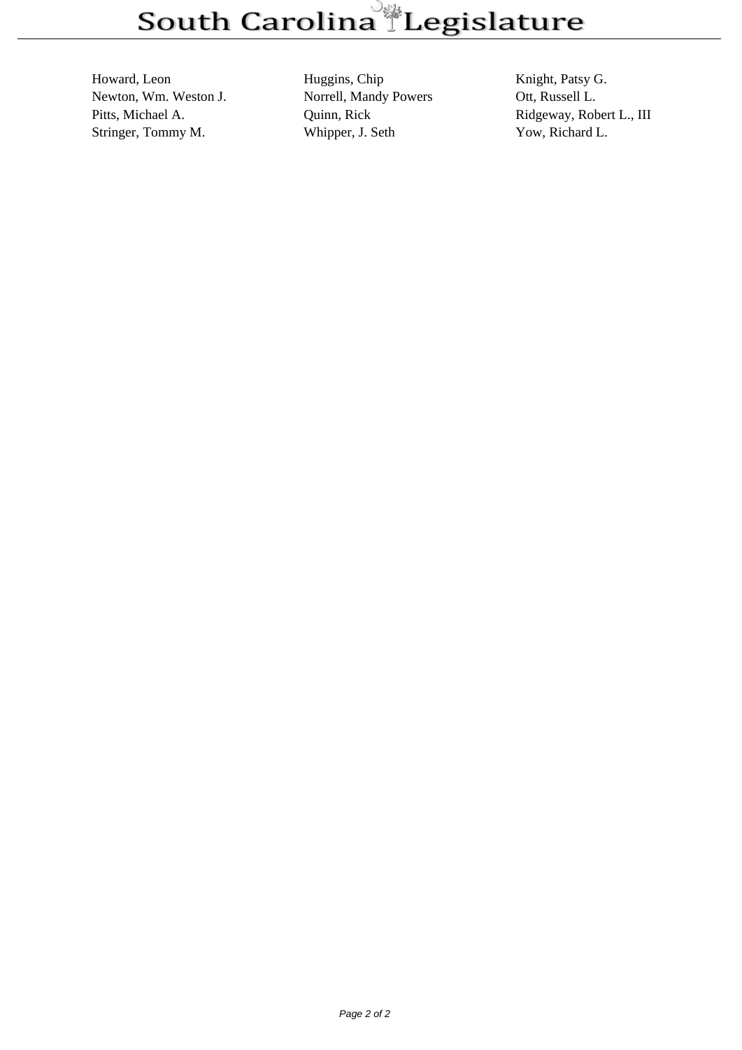Howard, Leon
Huggins, Chip
Knight, Patsy G.
Newton, Wm. Weston J.
Norrell, Mandy Powers
Ott, Russell L.
Pitts, Michael A.
Quinn, Rick
Ridgeway, Robert L., III
Stringer, Tommy M.
Whipper, J. Seth
Yow, Richard L.